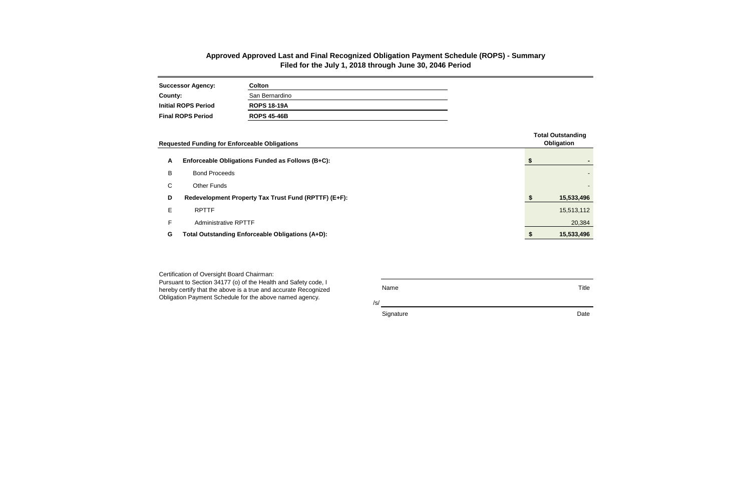# Approved Approved Last and Final Recognized Obligation Payment Schedule (ROPS) - Summary
## Filed for the July 1, 2018 through June 30, 2046 Period

| | |
|---|---|
| **Successor Agency:** | **Colton** |
| **County:** | San Bernardino |
| **Initial ROPS Period** | **ROPS 18-19A** |
| **Final ROPS Period** | **ROPS 45-46B** |

| | **Requested Funding for Enforceable Obligations** | | **Total Outstanding Obligation** |
|---|---|---|---|
| **A** | **Enforceable Obligations Funded as Follows (B+C):** | **$** | **-** |
| B | Bond Proceeds | | - |
| C | Other Funds | | - |
| **D** | **Redevelopment Property Tax Trust Fund (RPTTF) (E+F):** | **$** | **15,533,496** |
| E | RPTTF | | 15,513,112 |
| F | Administrative RPTTF | | 20,384 |
| **G** | **Total Outstanding Enforceable Obligations (A+D):** | **$** | **15,533,496** |

Certification of Oversight Board Chairman:
Pursuant to Section 34177 (o) of the Health and Safety code, I hereby certify that the above is a true and accurate Recognized Obligation Payment Schedule for the above named agency.

| | |
|---|---|
| Name | Title |
| /s/ | |
| Signature | Date |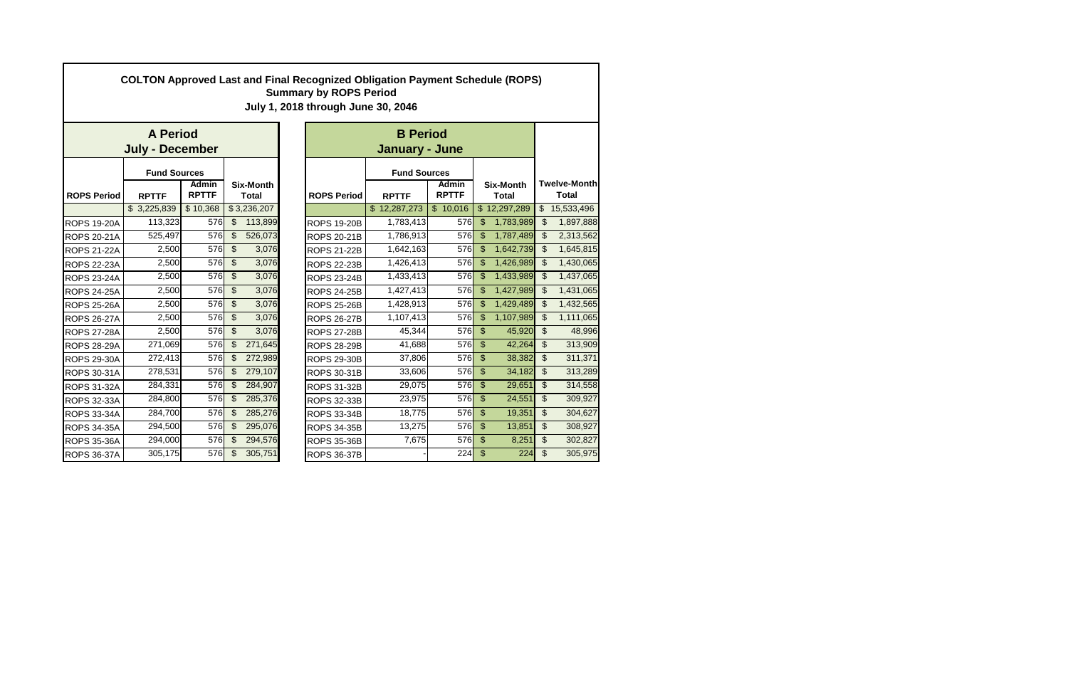# COLTON Approved Last and Final Recognized Obligation Payment Schedule (ROPS)

## Summary by ROPS Period

### July 1, 2018 through June 30, 2046

| A Period July - December | | | | | B Period January - June | | | | |
|---|---|---|---|---|---|---|---|---|---|
| | Fund Sources | | | | | Fund Sources | | | |
| ROPS Period | RPTTF | Admin RPTTF | Six-Month Total | | ROPS Period | RPTTF | Admin RPTTF | Six-Month Total | Twelve-Month Total |
| | $ 3,225,839 | $ 10,368 | $ 3,236,207 | | | $ 12,287,273 | $ 10,016 | $ 12,297,289 | $ 15,533,496 |
| ROPS 19-20A | 113,323 | 576 | $ 113,899 | | ROPS 19-20B | 1,783,413 | 576 | $ 1,783,989 | $ 1,897,888 |
| ROPS 20-21A | 525,497 | 576 | $ 526,073 | | ROPS 20-21B | 1,786,913 | 576 | $ 1,787,489 | $ 2,313,562 |
| ROPS 21-22A | 2,500 | 576 | $ 3,076 | | ROPS 21-22B | 1,642,163 | 576 | $ 1,642,739 | $ 1,645,815 |
| ROPS 22-23A | 2,500 | 576 | $ 3,076 | | ROPS 22-23B | 1,426,413 | 576 | $ 1,426,989 | $ 1,430,065 |
| ROPS 23-24A | 2,500 | 576 | $ 3,076 | | ROPS 23-24B | 1,433,413 | 576 | $ 1,433,989 | $ 1,437,065 |
| ROPS 24-25A | 2,500 | 576 | $ 3,076 | | ROPS 24-25B | 1,427,413 | 576 | $ 1,427,989 | $ 1,431,065 |
| ROPS 25-26A | 2,500 | 576 | $ 3,076 | | ROPS 25-26B | 1,428,913 | 576 | $ 1,429,489 | $ 1,432,565 |
| ROPS 26-27A | 2,500 | 576 | $ 3,076 | | ROPS 26-27B | 1,107,413 | 576 | $ 1,107,989 | $ 1,111,065 |
| ROPS 27-28A | 2,500 | 576 | $ 3,076 | | ROPS 27-28B | 45,344 | 576 | $ 45,920 | $ 48,996 |
| ROPS 28-29A | 271,069 | 576 | $ 271,645 | | ROPS 28-29B | 41,688 | 576 | $ 42,264 | $ 313,909 |
| ROPS 29-30A | 272,413 | 576 | $ 272,989 | | ROPS 29-30B | 37,806 | 576 | $ 38,382 | $ 311,371 |
| ROPS 30-31A | 278,531 | 576 | $ 279,107 | | ROPS 30-31B | 33,606 | 576 | $ 34,182 | $ 313,289 |
| ROPS 31-32A | 284,331 | 576 | $ 284,907 | | ROPS 31-32B | 29,075 | 576 | $ 29,651 | $ 314,558 |
| ROPS 32-33A | 284,800 | 576 | $ 285,376 | | ROPS 32-33B | 23,975 | 576 | $ 24,551 | $ 309,927 |
| ROPS 33-34A | 284,700 | 576 | $ 285,276 | | ROPS 33-34B | 18,775 | 576 | $ 19,351 | $ 304,627 |
| ROPS 34-35A | 294,500 | 576 | $ 295,076 | | ROPS 34-35B | 13,275 | 576 | $ 13,851 | $ 308,927 |
| ROPS 35-36A | 294,000 | 576 | $ 294,576 | | ROPS 35-36B | 7,675 | 576 | $ 8,251 | $ 302,827 |
| ROPS 36-37A | 305,175 | 576 | $ 305,751 | | ROPS 36-37B | - | 224 | $ 224 | $ 305,975 |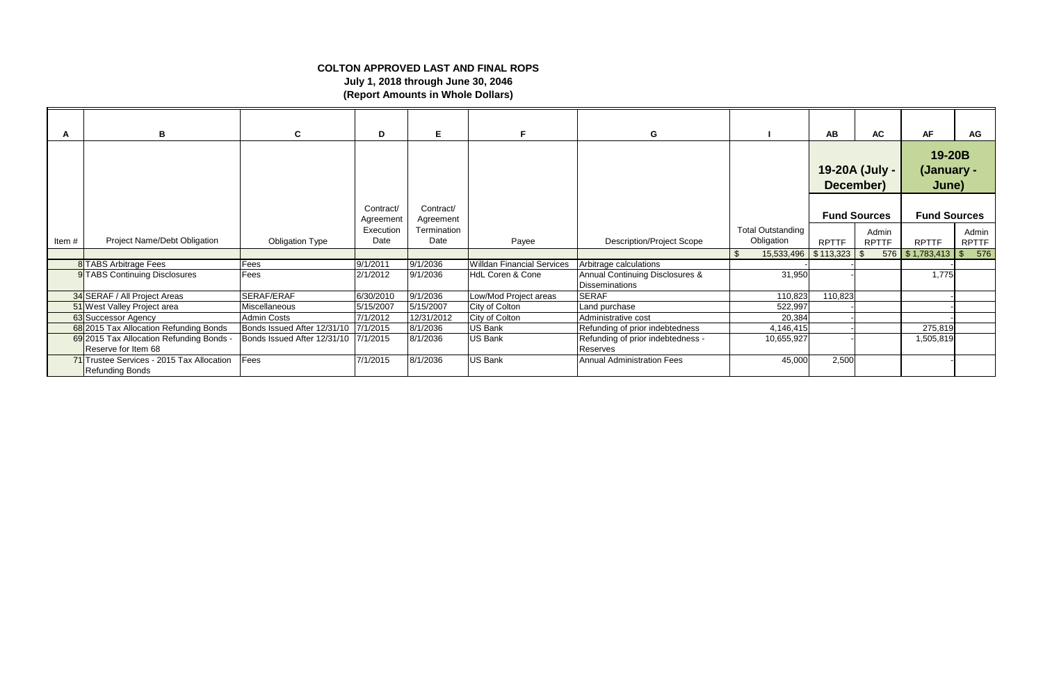**COLTON APPROVED LAST AND FINAL ROPS**
**July 1, 2018 through June 30, 2046**
**(Report Amounts in Whole Dollars)**

| A | B | C | D | E | F | G | I | AB | AC | AF | AG |
|---|---|---|---|---|---|---|---|---|---|---|---|
| | | | | | | | | 19-20A (July - December) | | 19-20B (January - June) | |
| | | | Contract/ Agreement | Contract/ Agreement | | | | Fund Sources | | Fund Sources | |
| Item # | Project Name/Debt Obligation | Obligation Type | Execution Date | Termination Date | Payee | Description/Project Scope | Total Outstanding Obligation | RPTTF | Admin RPTTF | RPTTF | Admin RPTTF |
| | | | | | | | $ 15,533,496 | $ 113,323 | $ 576 | $ 1,783,413 | $ 576 |
| 8 | TABS Arbitrage Fees | Fees | 9/1/2011 | 9/1/2036 | Willdan Financial Services | Arbitrage calculations | - | - | | - | |
| 9 | TABS Continuing Disclosures | Fees | 2/1/2012 | 9/1/2036 | HdL Coren & Cone | Annual Continuing Disclosures & Disseminations | 31,950 | - | | 1,775 | |
| 34 | SERAF / All Project Areas | SERAF/ERAF | 6/30/2010 | 9/1/2036 | Low/Mod Project areas | SERAF | 110,823 | 110,823 | | - | |
| 51 | West Valley Project area | Miscellaneous | 5/15/2007 | 5/15/2007 | City of Colton | Land purchase | 522,997 | - | | - | |
| 63 | Successor Agency | Admin Costs | 7/1/2012 | 12/31/2012 | City of Colton | Administrative cost | 20,384 | - | | - | |
| 68 | 2015 Tax Allocation Refunding Bonds | Bonds Issued After 12/31/10 | 7/1/2015 | 8/1/2036 | US Bank | Refunding of prior indebtedness | 4,146,415 | - | | 275,819 | |
| 69 | 2015 Tax Allocation Refunding Bonds - Reserve for Item 68 | Bonds Issued After 12/31/10 | 7/1/2015 | 8/1/2036 | US Bank | Refunding of prior indebtedness - Reserves | 10,655,927 | | | 1,505,819 | |
| 71 | Trustee Services - 2015 Tax Allocation Refunding Bonds | Fees | 7/1/2015 | 8/1/2036 | US Bank | Annual Administration Fees | 45,000 | 2,500 | | - | |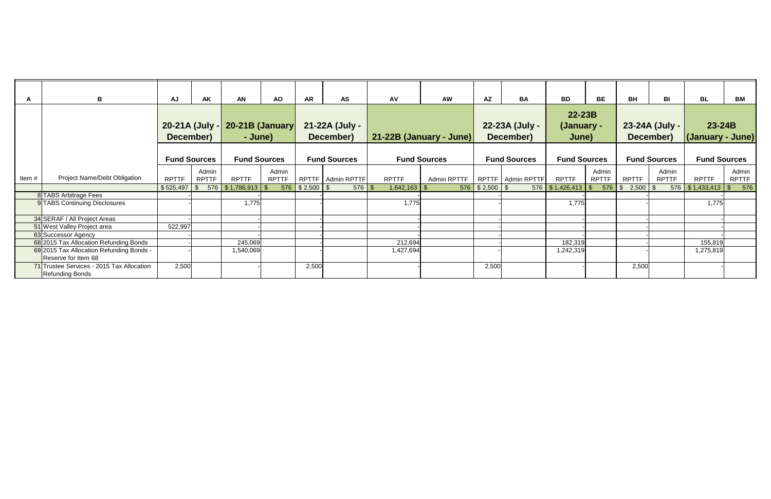| A | B | AJ | AK | AN | AO | AR | AS | AV | AW | AZ | BA | BD | BE | BH | BI | BL | BM |
|---|---|---|---|---|---|---|---|---|---|---|---|---|---|---|---|---|---|
| | | 20-21A (July - December) | | 20-21B (January - June) | | 21-22A (July - December) | | 21-22B (January - June) | | 22-23A (July - December) | | 22-23B (January - June) | | 23-24A (July - December) | | 23-24B (January - June) | |
| | | Fund Sources | | Fund Sources | | Fund Sources | | Fund Sources | | Fund Sources | | Fund Sources | | Fund Sources | | Fund Sources | |
| Item # | Project Name/Debt Obligation | RPTTF | Admin RPTTF | RPTTF | Admin RPTTF | RPTTF | Admin RPTTF | RPTTF | Admin RPTTF | RPTTF | Admin RPTTF | RPTTF | Admin RPTTF | RPTTF | Admin RPTTF | RPTTF | Admin RPTTF |
| | | $525,497 | $ 576 | $1,786,913 | $ 576 | $2,500 | $ 576 | $ 1,642,163 | $ 576 | $2,500 | $ 576 | $1,426,413 | $ 576 | $ 2,500 | $ 576 | $1,433,413 | $ 576 |
| 8 | TABS Arbitrage Fees | - | | - | | - | | | | - | | - | | - | | - | |
| 9 | TABS Continuing Disclosures | - | | 1,775 | | - | | 1,775 | | - | | 1,775 | | - | | 1,775 | |
| 34 | SERAF / All Project Areas | - | | - | | - | | - | | - | | - | | - | | - | |
| 51 | West Valley Project area | 522,997 | | - | | - | | - | | - | | - | | - | | - | |
| 63 | Successor Agency | - | | - | | - | | - | | - | | - | | - | | - | |
| 68 | 2015 Tax Allocation Refunding Bonds | - | | 245,069 | | - | | 212,694 | | - | | 182,319 | | - | | 155,819 | |
| 69 | 2015 Tax Allocation Refunding Bonds - Reserve for Item 68 | - | | 1,540,069 | | - | | 1,427,694 | | - | | 1,242,319 | | - | | 1,275,819 | |
| 71 | Trustee Services - 2015 Tax Allocation Refunding Bonds | 2,500 | | - | | 2,500 | | - | | 2,500 | | - | | 2,500 | | - | |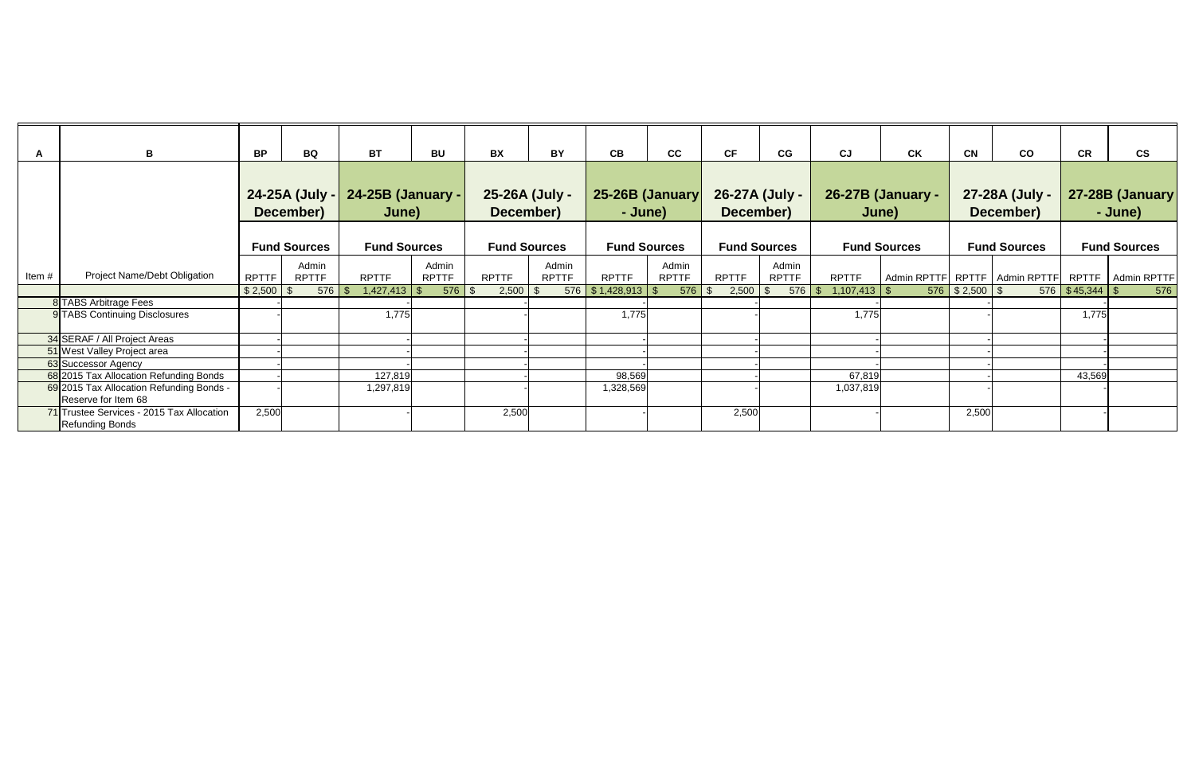| A | B | BP | BQ | BT | BU | BX | BY | CB | CC | CF | CG | CJ | CK | CN | CO | CR | CS |
|---|---|---|---|---|---|---|---|---|---|---|---|---|---|---|---|---|---|
| | | 24-25A (July - December) | | 24-25B (January - June) | | 25-26A (July - December) | | 25-26B (January - June) | | 26-27A (July - December) | | 26-27B (January - June) | | 27-28A (July - December) | | 27-28B (January - June) | |
| | | Fund Sources | | Fund Sources | | Fund Sources | | Fund Sources | | Fund Sources | | Fund Sources | | Fund Sources | | Fund Sources | |
| Item # | Project Name/Debt Obligation | RPTTF | Admin RPTTF | RPTTF | Admin RPTTF | RPTTF | Admin RPTTF | RPTTF | Admin RPTTF | RPTTF | Admin RPTTF | RPTTF | Admin RPTTF | RPTTF | Admin RPTTF | RPTTF | Admin RPTTF |
| | | $ 2,500 | $ 576 | $ 1,427,413 | $ 576 | $ 2,500 | $ 576 | $ 1,428,913 | $ 576 | $ 2,500 | $ 576 | $ 1,107,413 | $ 576 | $ 2,500 | $ 576 | $ 45,344 | $ 576 |
| 8 | TABS Arbitrage Fees | - | | - | | - | | - | | - | | - | | - | | - | |
| 9 | TABS Continuing Disclosures | - | | 1,775 | | - | | 1,775 | | - | | 1,775 | | - | | 1,775 | |
| 34 | SERAF / All Project Areas | - | | - | | - | | - | | - | | - | | - | | - | |
| 51 | West Valley Project area | - | | - | | - | | - | | - | | - | | - | | - | |
| 63 | Successor Agency | - | | - | | - | | - | | - | | - | | - | | - | |
| 68 | 2015 Tax Allocation Refunding Bonds | - | | 127,819 | | - | | 98,569 | | - | | 67,819 | | - | | 43,569 | |
| 69 | 2015 Tax Allocation Refunding Bonds - Reserve for Item 68 | - | | 1,297,819 | | - | | 1,328,569 | | - | | 1,037,819 | | - | | - | |
| 71 | Trustee Services - 2015 Tax Allocation Refunding Bonds | 2,500 | | - | | 2,500 | | - | | 2,500 | | - | | 2,500 | | - | |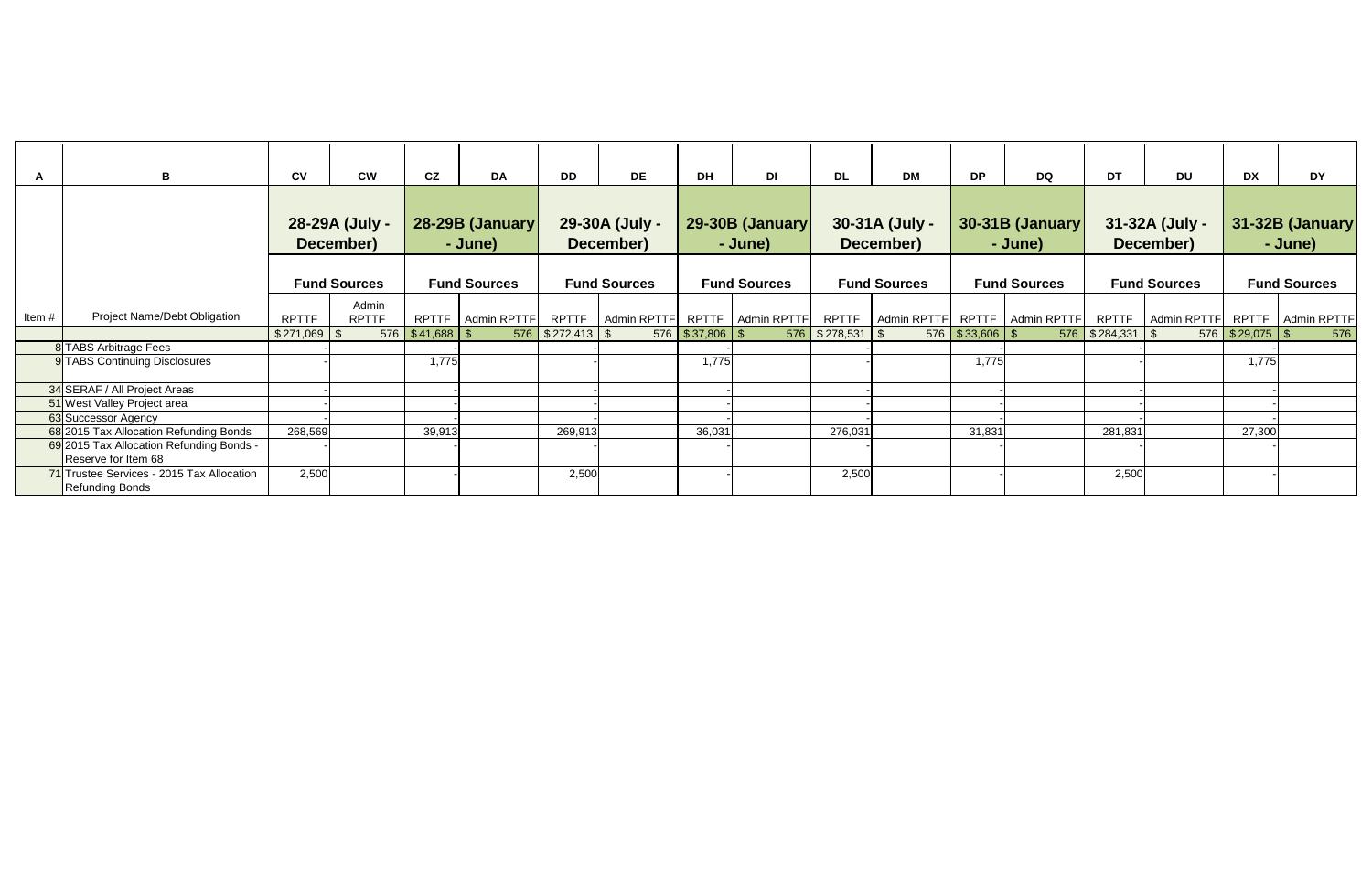| A | B | CV | CW | CZ | DA | DD | DE | DH | DI | DL | DM | DP | DQ | DT | DU | DX | DY |
|---|---|---|---|---|---|---|---|---|---|---|---|---|---|---|---|---|---|
| | | 28-29A (July - December) | | 28-29B (January - June) | | 29-30A (July - December) | | 29-30B (January - June) | | 30-31A (July - December) | | 30-31B (January - June) | | 31-32A (July - December) | | 31-32B (January - June) | |
| | | Fund Sources | | Fund Sources | | Fund Sources | | Fund Sources | | Fund Sources | | Fund Sources | | Fund Sources | | Fund Sources | |
| Item # | Project Name/Debt Obligation | RPTTF | Admin RPTTF | RPTTF | Admin RPTTF | RPTTF | Admin RPTTF | RPTTF | Admin RPTTF | RPTTF | Admin RPTTF | RPTTF | Admin RPTTF | RPTTF | Admin RPTTF | RPTTF | Admin RPTTF |
| | | $271,069 | $ 576 | $41,688 | $ 576 | $272,413 | $ 576 | $37,806 | $ 576 | $278,531 | $ 576 | $33,606 | $ 576 | $284,331 | $ 576 | $29,075 | $ 576 |
| 8 | TABS Arbitrage Fees | - | | - | | - | | - | | - | | - | | - | | - | |
| 9 | TABS Continuing Disclosures | - | | 1,775 | | - | | 1,775 | | - | | 1,775 | | - | | 1,775 | |
| 34 | SERAF / All Project Areas | - | | - | | - | | - | | - | | - | | - | | - | |
| 51 | West Valley Project area | - | | - | | - | | - | | - | | - | | - | | - | |
| 63 | Successor Agency | - | | - | | - | | - | | - | | - | | - | | - | |
| 68 | 2015 Tax Allocation Refunding Bonds | 268,569 | | 39,913 | | 269,913 | | 36,031 | | 276,031 | | 31,831 | | 281,831 | | 27,300 | |
| 69 | 2015 Tax Allocation Refunding Bonds - Reserve for Item 68 | - | | - | | - | | - | | - | | - | | - | | - | |
| 71 | Trustee Services - 2015 Tax Allocation Refunding Bonds | 2,500 | | - | | 2,500 | | - | | 2,500 | | - | | 2,500 | | - | |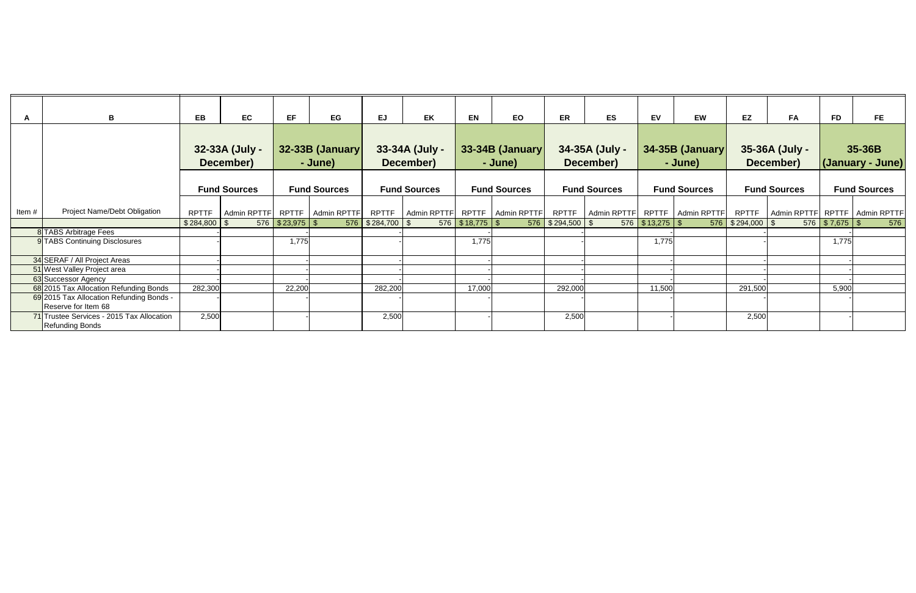| A | B | EB | EC | EF | EG | EJ | EK | EN | EO | ER | ES | EV | EW | EZ | FA | FD | FE |
|---|---|---|---|---|---|---|---|---|---|---|---|---|---|---|---|---|---|
| | | 32-33A (July - December) | | 32-33B (January - June) | | 33-34A (July - December) | | 33-34B (January - June) | | 34-35A (July - December) | | 34-35B (January - June) | | 35-36A (July - December) | | 35-36B (January - June) | |
| | | Fund Sources | | Fund Sources | | Fund Sources | | Fund Sources | | Fund Sources | | Fund Sources | | Fund Sources | | Fund Sources | |
| Item # | Project Name/Debt Obligation | RPTTF | Admin RPTTF | RPTTF | Admin RPTTF | RPTTF | Admin RPTTF | RPTTF | Admin RPTTF | RPTTF | Admin RPTTF | RPTTF | Admin RPTTF | RPTTF | Admin RPTTF | RPTTF | Admin RPTTF |
| | | $ 284,800 | $ 576 | $ 23,975 | $ 576 | $ 284,700 | $ 576 | $ 18,775 | $ 576 | $ 294,500 | $ 576 | $ 13,275 | $ 576 | $ 294,000 | $ 576 | $ 7,675 | $ 576 |
| 8 | TABS Arbitrage Fees | - | | - | | - | | - | | - | | - | | - | | - | |
| 9 | TABS Continuing Disclosures | - | | 1,775 | | - | | 1,775 | | - | | 1,775 | | - | | 1,775 | |
| 34 | SERAF / All Project Areas | - | | - | | - | | - | | - | | - | | - | | - | |
| 51 | West Valley Project area | - | | - | | - | | - | | - | | - | | - | | - | |
| 63 | Successor Agency | - | | - | | - | | - | | - | | - | | - | | - | |
| 68 | 2015 Tax Allocation Refunding Bonds | 282,300 | | 22,200 | | 282,200 | | 17,000 | | 292,000 | | 11,500 | | 291,500 | | 5,900 | |
| 69 | 2015 Tax Allocation Refunding Bonds - Reserve for Item 68 | - | | - | | - | | - | | - | | - | | - | | - | |
| 71 | Trustee Services - 2015 Tax Allocation Refunding Bonds | 2,500 | | - | | 2,500 | | - | | 2,500 | | - | | 2,500 | | - | |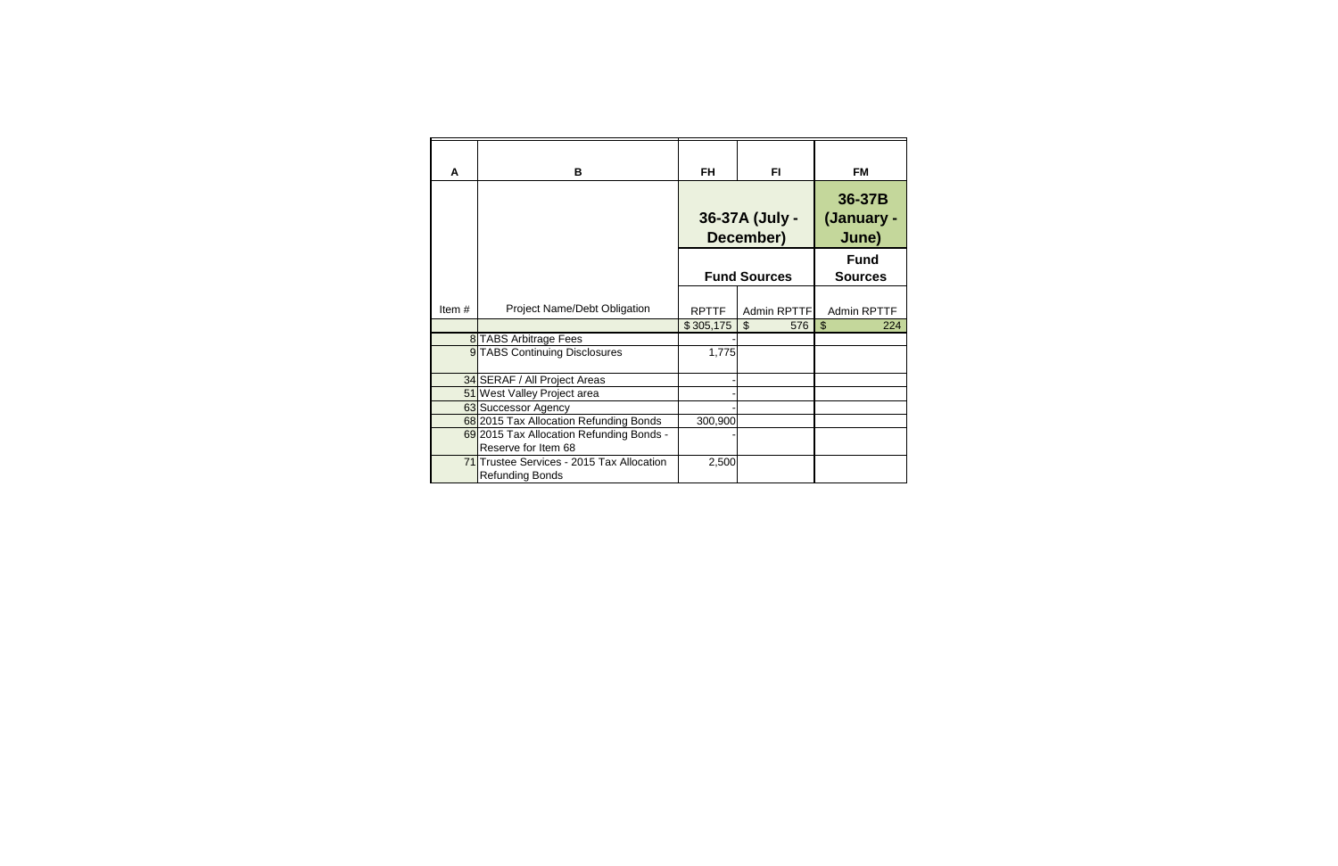| A | B | FH | FI | FM |
|---|---|---|---|---|
| | | 36-37A (July - December) | | 36-37B (January - June) |
| | | Fund Sources | | Fund Sources |
| Item # | Project Name/Debt Obligation | RPTTF | Admin RPTTF | Admin RPTTF |
| | | $ 305,175 | $ 576 | $ 224 |
| 8 | TABS Arbitrage Fees | - | | |
| 9 | TABS Continuing Disclosures | 1,775 | | |
| 34 | SERAF / All Project Areas | - | | |
| 51 | West Valley Project area | - | | |
| 63 | Successor Agency | - | | |
| 68 | 2015 Tax Allocation Refunding Bonds | 300,900 | | |
| 69 | 2015 Tax Allocation Refunding Bonds - Reserve for Item 68 | - | | |
| 71 | Trustee Services - 2015 Tax Allocation Refunding Bonds | 2,500 | | |